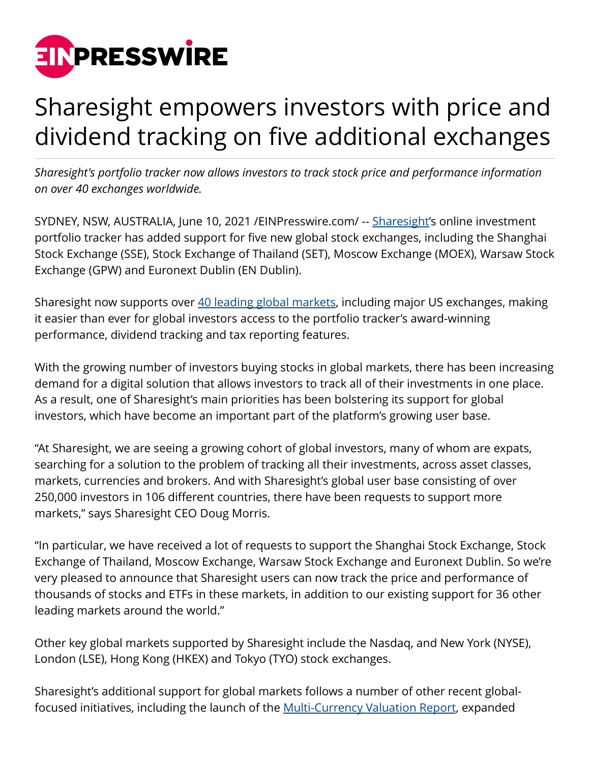# Sharesight empowers investors with price and dividend tracking on five additional exchanges

*Sharesight's portfolio tracker now allows investors to track stock price and performance information on over 40 exchanges worldwide.*

SYDNEY, NSW, AUSTRALIA, June 10, 2021 /EINPresswire.com/ -- Sharesight's online investment portfolio tracker has added support for five new global stock exchanges, including the Shanghai Stock Exchange (SSE), Stock Exchange of Thailand (SET), Moscow Exchange (MOEX), Warsaw Stock Exchange (GPW) and Euronext Dublin (EN Dublin).

Sharesight now supports over 40 leading global markets, including major US exchanges, making it easier than ever for global investors access to the portfolio tracker's award-winning performance, dividend tracking and tax reporting features.

With the growing number of investors buying stocks in global markets, there has been increasing demand for a digital solution that allows investors to track all of their investments in one place. As a result, one of Sharesight's main priorities has been bolstering its support for global investors, which have become an important part of the platform's growing user base.

"At Sharesight, we are seeing a growing cohort of global investors, many of whom are expats, searching for a solution to the problem of tracking all their investments, across asset classes, markets, currencies and brokers. And with Sharesight's global user base consisting of over 250,000 investors in 106 different countries, there have been requests to support more markets," says Sharesight CEO Doug Morris.

"In particular, we have received a lot of requests to support the Shanghai Stock Exchange, Stock Exchange of Thailand, Moscow Exchange, Warsaw Stock Exchange and Euronext Dublin. So we're very pleased to announce that Sharesight users can now track the price and performance of thousands of stocks and ETFs in these markets, in addition to our existing support for 36 other leading markets around the world."

Other key global markets supported by Sharesight include the Nasdaq, and New York (NYSE), London (LSE), Hong Kong (HKEX) and Tokyo (TYO) stock exchanges.

Sharesight's additional support for global markets follows a number of other recent global-focused initiatives, including the launch of the Multi-Currency Valuation Report, expanded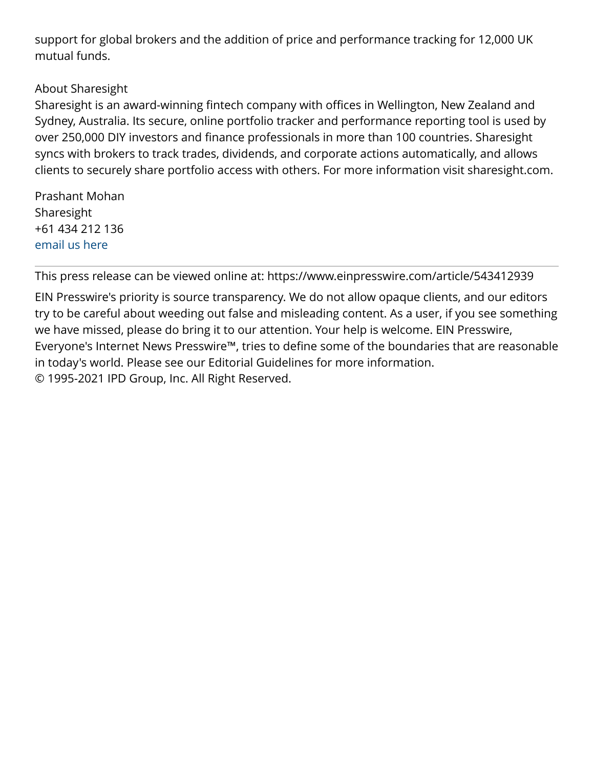support for global brokers and the addition of price and performance tracking for 12,000 UK mutual funds.

About Sharesight
Sharesight is an award-winning fintech company with offices in Wellington, New Zealand and Sydney, Australia. Its secure, online portfolio tracker and performance reporting tool is used by over 250,000 DIY investors and finance professionals in more than 100 countries. Sharesight syncs with brokers to track trades, dividends, and corporate actions automatically, and allows clients to securely share portfolio access with others. For more information visit sharesight.com.

Prashant Mohan
Sharesight
+61 434 212 136
email us here

---

This press release can be viewed online at: https://www.einpresswire.com/article/543412939

EIN Presswire's priority is source transparency. We do not allow opaque clients, and our editors try to be careful about weeding out false and misleading content. As a user, if you see something we have missed, please do bring it to our attention. Your help is welcome. EIN Presswire, Everyone's Internet News Presswire™, tries to define some of the boundaries that are reasonable in today's world. Please see our Editorial Guidelines for more information.
© 1995-2021 IPD Group, Inc. All Right Reserved.